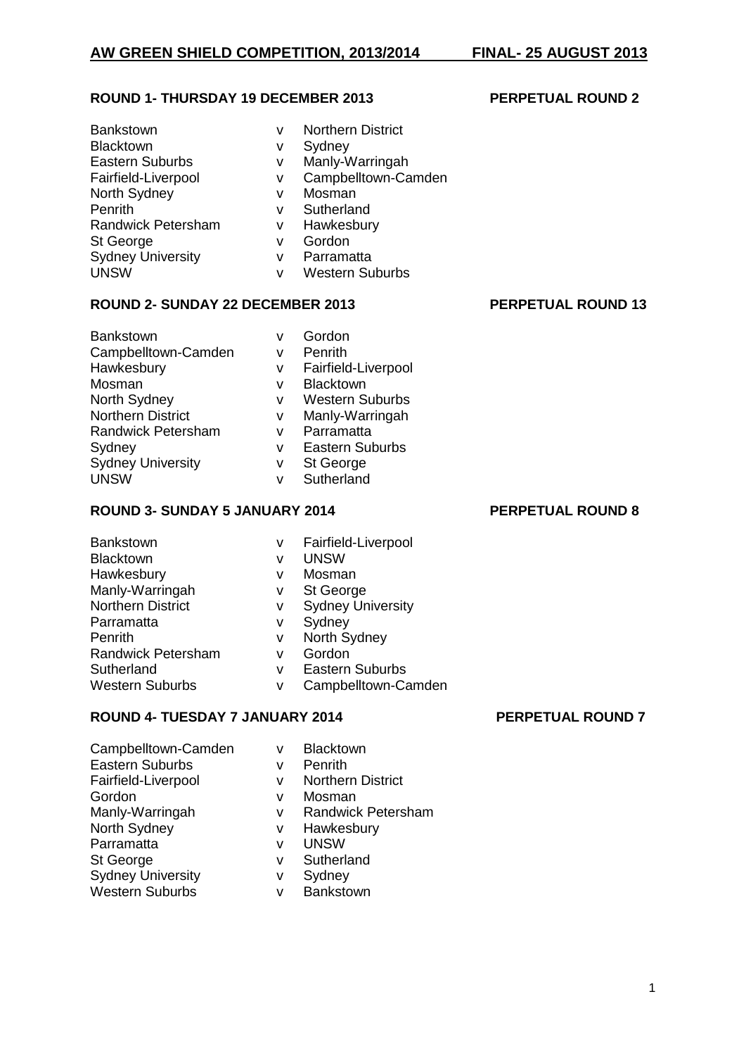# AW GREEN SHIELD COMPETITION, 2013/2014 FINAL- 25 AUGUST 2013

## ROUND 1- THURSDAY 19 DECEMBER 2013 PERPETUAL ROUND 2

| | | |
|---|---|---|
| Bankstown | v | Northern District |
| Blacktown | v | Sydney |
| Eastern Suburbs | v | Manly-Warringah |
| Fairfield-Liverpool | v | Campbelltown-Camden |
| North Sydney | v | Mosman |
| Penrith | v | Sutherland |
| Randwick Petersham | v | Hawkesbury |
| St George | v | Gordon |
| Sydney University | v | Parramatta |
| UNSW | v | Western Suburbs |

## ROUND 2- SUNDAY 22 DECEMBER 2013 PERPETUAL ROUND 13

| | | |
|---|---|---|
| Bankstown | v | Gordon |
| Campbelltown-Camden | v | Penrith |
| Hawkesbury | v | Fairfield-Liverpool |
| Mosman | v | Blacktown |
| North Sydney | v | Western Suburbs |
| Northern District | v | Manly-Warringah |
| Randwick Petersham | v | Parramatta |
| Sydney | v | Eastern Suburbs |
| Sydney University | v | St George |
| UNSW | v | Sutherland |

## ROUND 3- SUNDAY 5 JANUARY 2014 PERPETUAL ROUND 8

| | | |
|---|---|---|
| Bankstown | v | Fairfield-Liverpool |
| Blacktown | v | UNSW |
| Hawkesbury | v | Mosman |
| Manly-Warringah | v | St George |
| Northern District | v | Sydney University |
| Parramatta | v | Sydney |
| Penrith | v | North Sydney |
| Randwick Petersham | v | Gordon |
| Sutherland | v | Eastern Suburbs |
| Western Suburbs | v | Campbelltown-Camden |

## ROUND 4- TUESDAY 7 JANUARY 2014 PERPETUAL ROUND 7

| | | |
|---|---|---|
| Campbelltown-Camden | v | Blacktown |
| Eastern Suburbs | v | Penrith |
| Fairfield-Liverpool | v | Northern District |
| Gordon | v | Mosman |
| Manly-Warringah | v | Randwick Petersham |
| North Sydney | v | Hawkesbury |
| Parramatta | v | UNSW |
| St George | v | Sutherland |
| Sydney University | v | Sydney |
| Western Suburbs | v | Bankstown |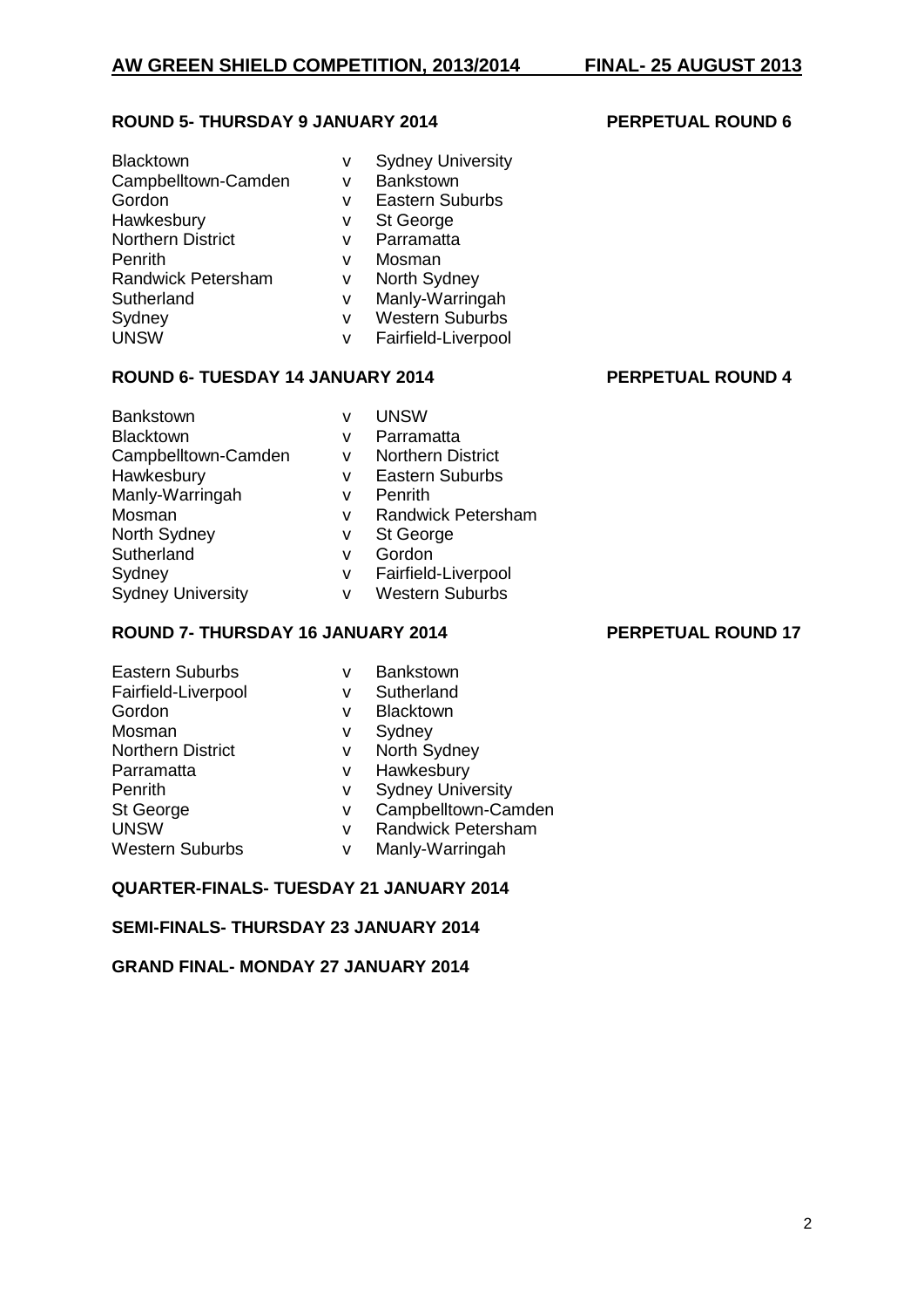**AW GREEN SHIELD COMPETITION, 2013/2014 FINAL- 25 AUGUST 2013**

**ROUND 5- THURSDAY 9 JANUARY 2014 PERPETUAL ROUND 6**

| | | |
|---|---|---|
| Blacktown | v | Sydney University |
| Campbelltown-Camden | v | Bankstown |
| Gordon | v | Eastern Suburbs |
| Hawkesbury | v | St George |
| Northern District | v | Parramatta |
| Penrith | v | Mosman |
| Randwick Petersham | v | North Sydney |
| Sutherland | v | Manly-Warringah |
| Sydney | v | Western Suburbs |
| UNSW | v | Fairfield-Liverpool |

**ROUND 6- TUESDAY 14 JANUARY 2014 PERPETUAL ROUND 4**

| | | |
|---|---|---|
| Bankstown | v | UNSW |
| Blacktown | v | Parramatta |
| Campbelltown-Camden | v | Northern District |
| Hawkesbury | v | Eastern Suburbs |
| Manly-Warringah | v | Penrith |
| Mosman | v | Randwick Petersham |
| North Sydney | v | St George |
| Sutherland | v | Gordon |
| Sydney | v | Fairfield-Liverpool |
| Sydney University | v | Western Suburbs |

**ROUND 7- THURSDAY 16 JANUARY 2014 PERPETUAL ROUND 17**

| | | |
|---|---|---|
| Eastern Suburbs | v | Bankstown |
| Fairfield-Liverpool | v | Sutherland |
| Gordon | v | Blacktown |
| Mosman | v | Sydney |
| Northern District | v | North Sydney |
| Parramatta | v | Hawkesbury |
| Penrith | v | Sydney University |
| St George | v | Campbelltown-Camden |
| UNSW | v | Randwick Petersham |
| Western Suburbs | v | Manly-Warringah |

**QUARTER-FINALS- TUESDAY 21 JANUARY 2014**

**SEMI-FINALS- THURSDAY 23 JANUARY 2014**

**GRAND FINAL- MONDAY 27 JANUARY 2014**